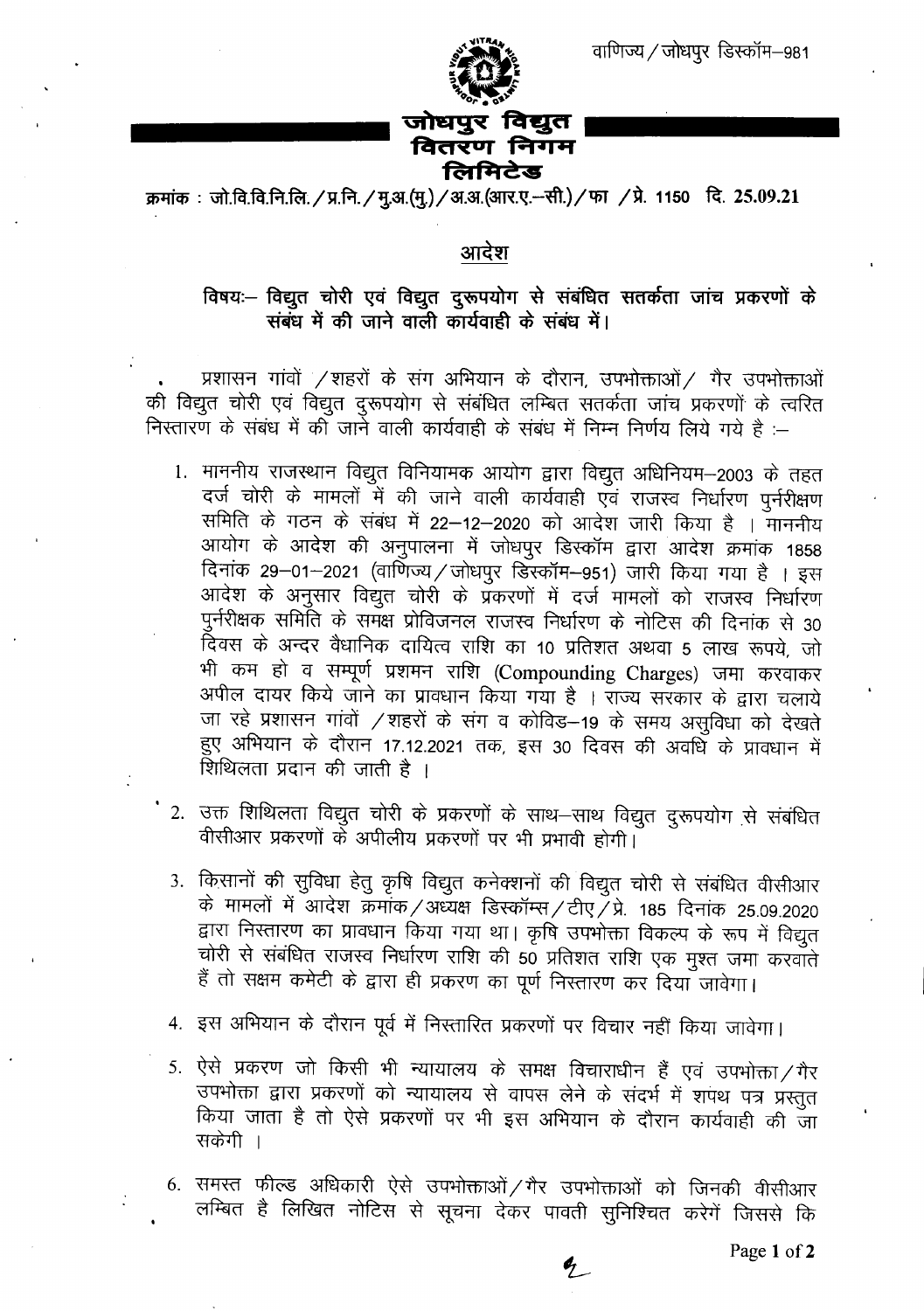वाणिज्य/जोधपुर डिस्कॉम–981

# जोधपुर विद्युत वितरण निगम लिमिटेड

क्रमांक : जो.वि.वि.नि.लि./प्र.नि./मु.अ.(मु.)/अ.अ.(आर.ए.–सी.)/फा /प्रे. 1150 दि. 25.09.21

## आदेश

**विषयः– विद्युत चोरी एवं विद्युत दुरूपयोग से संबंधित सतर्कता जांच प्रकरणों के संबंध में की जाने वाली कार्यवाही के संबंध में।**

प्रशासन गांवों /शहरों के संग अभियान के दौरान, उपभोक्ताओं/ गैर उपभोक्ताओं की विद्युत चोरी एवं विद्युत दुरूपयोग से संबंधित लम्बित सतर्कता जांच प्रकरणों के त्वरित निस्तारण के संबंध में की जाने वाली कार्यवाही के संबंध में निम्न निर्णय लिये गये है :–

1. माननीय राजस्थान विद्युत विनियामक आयोग द्वारा विद्युत अधिनियम–2003 के तहत दर्ज चोरी के मामलों में की जाने वाली कार्यवाही एवं राजस्व निर्धारण पुर्नरीक्षण समिति के गठन के संबंध में 22–12–2020 को आदेश जारी किया है । माननीय आयोग के आदेश की अनुपालना में जोधपुर डिस्कॉम द्वारा आदेश क्रमांक 1858 दिनांक 29–01–2021 (वाणिज्य/जोधपुर डिस्कॉम–951) जारी किया गया है । इस आदेश के अनुसार विद्युत चोरी के प्रकरणों में दर्ज मामलों को राजस्व निर्धारण पुर्नरीक्षक समिति के समक्ष प्रोविजनल राजस्व निर्धारण के नोटिस की दिनांक से 30 दिवस के अन्दर वैधानिक दायित्व राशि का 10 प्रतिशत अथवा 5 लाख रूपये, जो भी कम हो व सम्पूर्ण प्रशमन राशि (Compounding Charges) जमा करवाकर अपील दायर किये जाने का प्रावधान किया गया है । राज्य सरकार के द्वारा चलाये जा रहे प्रशासन गांवों /शहरों के संग व कोविड–19 के समय असुविधा को देखते हुए अभियान के दौरान 17.12.2021 तक, इस 30 दिवस की अवधि के प्रावधान में शिथिलता प्रदान की जाती है ।
2. उक्त शिथिलता विद्युत चोरी के प्रकरणों के साथ–साथ विद्युत दुरूपयोग से संबंधित वीसीआर प्रकरणों के अपीलीय प्रकरणों पर भी प्रभावी होगी।
3. किसानों की सुविधा हेतु कृषि विद्युत कनेक्शनों की विद्युत चोरी से संबंधित वीसीआर के मामलों में आदेश क्रमांक/अध्यक्ष डिस्कॉम्स/टीए/प्रे. 185 दिनांक 25.09.2020 द्वारा निस्तारण का प्रावधान किया गया था। कृषि उपभोक्ता विकल्प के रूप में विद्युत चोरी से संबंधित राजस्व निर्धारण राशि की 50 प्रतिशत राशि एक मुश्त जमा करवाते हैं तो सक्षम कमेटी के द्वारा ही प्रकरण का पूर्ण निस्तारण कर दिया जावेगा।
4. इस अभियान के दौरान पूर्व में निस्तारित प्रकरणों पर विचार नहीं किया जावेगा।
5. ऐसे प्रकरण जो किसी भी न्यायालय के समक्ष विचाराधीन हैं एवं उपभोक्ता/गैर उपभोक्ता द्वारा प्रकरणों को न्यायालय से वापस लेने के संदर्भ में शपथ पत्र प्रस्तुत किया जाता है तो ऐसे प्रकरणों पर भी इस अभियान के दौरान कार्यवाही की जा सकेगी ।
6. समस्त फील्ड अधिकारी ऐसे उपभोक्ताओं/गैर उपभोक्ताओं को जिनकी वीसीआर लम्बित है लिखित नोटिस से सूचना देकर पावती सुनिश्चित करें जिससे कि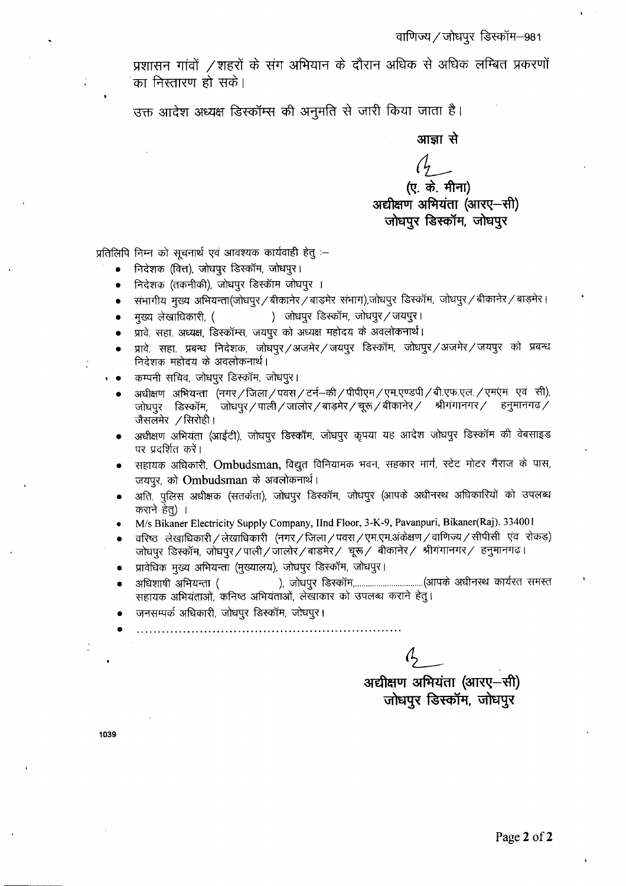प्रशासन गांवों /शहरों के संग अभियान के दौरान अधिक से अधिक लम्बित प्रकरणों का निस्तारण हो सके।

उक्त आदेश अध्यक्ष डिस्कॉम्स की अनुमति से जारी किया जाता है।

**आज्ञा से**

**(ए. के. मीना)**
**अधीक्षण अभियंता (आरए–सी)**
**जोधपुर डिस्कॉम, जोधपुर**

प्रतिलिपि निम्न को सूचनार्थ एवं आवश्यक कार्यवाही हेतु :–

- निदेशक (वित्त), जोधपुर डिस्कॉम, जोधपुर।
- निदेशक (तकनीकी), जोधपुर डिस्कॉम जोधपुर ।
- संभागीय मुख्य अभियन्ता(जोधपुर/बीकानेर/बाड़मेर संभाग),जोधपुर डिस्कॉम, जोधपुर/बीकानेर/बाड़मेर।
- मुख्य लेखाधिकारी, ( ) जोधपुर डिस्कॉम, जोधपुर/जयपुर।
- प्रावे. सहा. अध्यक्ष, डिस्कॉम्स, जयपुर को अध्यक्ष महोदय के अवलोकनार्थ।
- प्रावे. सहा. प्रबन्ध निदेशक, जोधपुर/अजमेर/जयपुर डिस्कॉम, जोधपुर/अजमेर/जयपुर को प्रबन्ध निदेशक महोदय के अवलोकनार्थ।
- कम्पनी सचिव, जोधपुर डिस्कॉम, जोधपुर।
- अधीक्षण अभियन्ता (नगर/जिला/पवस/टर्न–की/पीपीएम/एम.एण्डपी/बी.एफ.एल./एमएंम एवं सी), जोधपुर डिस्कॉम, जोधपुर/पाली/जालोर/बाड़मेर/चूरू/बीकानेर/ श्रीगंगानगर/ हनुमानगढ/ जैसलमेर /सिरोही।
- अधीक्षण अभियंता (आईटी), जोधपुर डिस्कॉम, जोधपुर कृपया यह आदेश जोधपुर डिस्कॉम की वेबसाइड पर प्रदर्शित करें।
- सहायक अधिकारी, Ombudsman, विद्युत विनियामक भवन, सहकार मार्ग, स्टेट मोटर गैराज के पास, जयपुर, को Ombudsman के अवलोकनार्थ।
- अति. पुलिस अधीक्षक (सतर्कता), जोधपुर डिस्कॉम, जोधपुर (आपके अधीनस्थ अधिकारियों को उपलब्ध कराने हेतु) ।
- M/s Bikaner Electricity Supply Company, IInd Floor, 3-K-9, Pavanpuri, Bikaner(Raj). 334001
- वरिष्ठ लेखाधिकारी/लेखाधिकारी (नगर/जिला/पवस/एम.एम.अंकेक्षण/वाणिज्य/सीपीसी एंव रोकड़) जोधपुर डिस्कॉम, जोधपुर/पाली/जालोर/बाड़मेर/ चूरू/ बीकानेर/ श्रीगंगानगर/ हनुमानगढ़।
- प्रावेधिक मुख्य अभियन्ता (मुख्यालय), जोधपुर डिस्कॉम, जोधपुर।
- अधिशाषी अभियन्ता ( ), जोधपुर डिस्कॉम,...............................(आपके अधीनस्थ कार्यरत समस्त सहायक अभियंताओं, कनिष्ठ अभियंताओं, लेखाकार को उपलब्ध कराने हेतु।
- जनसम्पर्क अधिकारी, जोधपुर डिस्कॉम, जोधपुर।
- ..............................................................

**अधीक्षण अभियंता (आरए–सी)**
**जोधपुर डिस्कॉम, जोधपुर**

1039